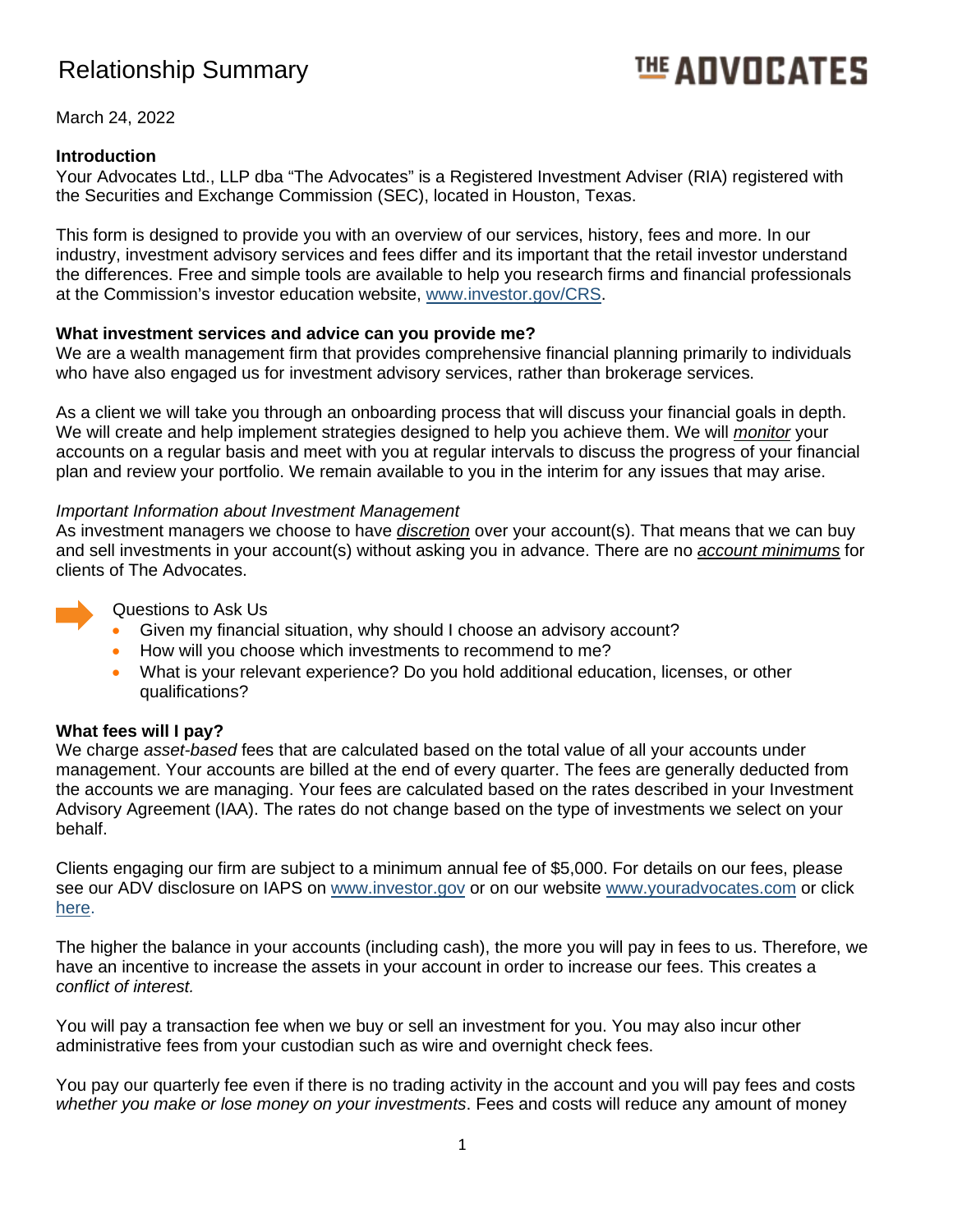# Relationship Summary

THE ADVOCATES

March 24, 2022

**Introduction**

Your Advocates Ltd., LLP dba "The Advocates" is a Registered Investment Adviser (RIA) registered with the Securities and Exchange Commission (SEC), located in Houston, Texas.

This form is designed to provide you with an overview of our services, history, fees and more. In our industry, investment advisory services and fees differ and its important that the retail investor understand the differences. Free and simple tools are available to help you research firms and financial professionals at the Commission's investor education website, [www.investor.gov/CRS](www.investor.gov/CRS).

**What investment services and advice can you provide me?**

We are a wealth management firm that provides comprehensive financial planning primarily to individuals who have also engaged us for investment advisory services, rather than brokerage services.

As a client we will take you through an onboarding process that will discuss your financial goals in depth. We will create and help implement strategies designed to help you achieve them. We will ***monitor*** your accounts on a regular basis and meet with you at regular intervals to discuss the progress of your financial plan and review your portfolio. We remain available to you in the interim for any issues that may arise.

*Important Information about Investment Management*

As investment managers we choose to have ***discretion*** over your account(s). That means that we can buy and sell investments in your account(s) without asking you in advance. There are no ***account minimums*** for clients of The Advocates.

Questions to Ask Us

- Given my financial situation, why should I choose an advisory account?
- How will you choose which investments to recommend to me?
- What is your relevant experience? Do you hold additional education, licenses, or other qualifications?

**What fees will I pay?**

We charge *asset-based* fees that are calculated based on the total value of all your accounts under management. Your accounts are billed at the end of every quarter. The fees are generally deducted from the accounts we are managing. Your fees are calculated based on the rates described in your Investment Advisory Agreement (IAA). The rates do not change based on the type of investments we select on your behalf.

Clients engaging our firm are subject to a minimum annual fee of $5,000. For details on our fees, please see our ADV disclosure on IAPS on [www.investor.gov](www.investor.gov) or on our website [www.youradvocates.com](www.youradvocates.com) or click here.

The higher the balance in your accounts (including cash), the more you will pay in fees to us. Therefore, we have an incentive to increase the assets in your account in order to increase our fees. This creates a *conflict of interest.*

You will pay a transaction fee when we buy or sell an investment for you. You may also incur other administrative fees from your custodian such as wire and overnight check fees.

You pay our quarterly fee even if there is no trading activity in the account and you will pay fees and costs *whether you make or lose money on your investments*. Fees and costs will reduce any amount of money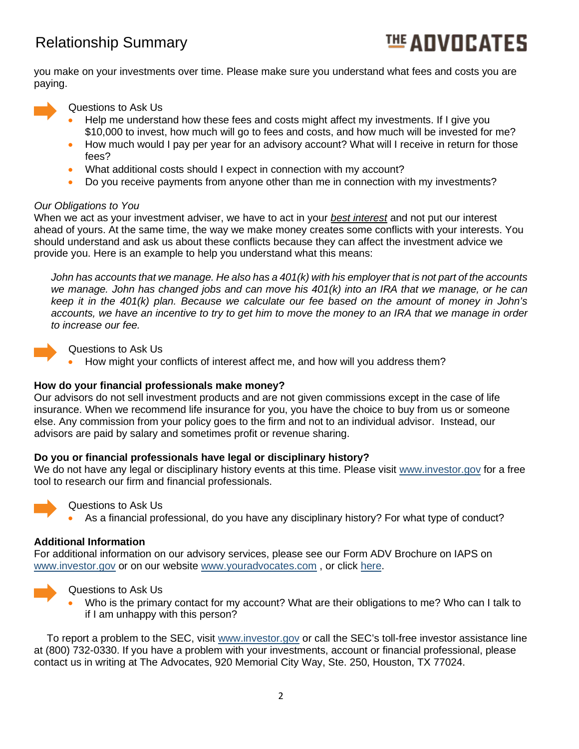you make on your investments over time. Please make sure you understand what fees and costs you are paying.

Questions to Ask Us

- Help me understand how these fees and costs might affect my investments. If I give you $10,000 to invest, how much will go to fees and costs, and how much will be invested for me?
- How much would I pay per year for an advisory account? What will I receive in return for those fees?
- What additional costs should I expect in connection with my account?
- Do you receive payments from anyone other than me in connection with my investments?

*Our Obligations to You*

When we act as your investment adviser, we have to act in your ***best interest*** and not put our interest ahead of yours. At the same time, the way we make money creates some conflicts with your interests. You should understand and ask us about these conflicts because they can affect the investment advice we provide you. Here is an example to help you understand what this means:

> *John has accounts that we manage. He also has a 401(k) with his employer that is not part of the accounts we manage. John has changed jobs and can move his 401(k) into an IRA that we manage, or he can keep it in the 401(k) plan. Because we calculate our fee based on the amount of money in John's accounts, we have an incentive to try to get him to move the money to an IRA that we manage in order to increase our fee.*

Questions to Ask Us

- How might your conflicts of interest affect me, and how will you address them?

**How do your financial professionals make money?**

Our advisors do not sell investment products and are not given commissions except in the case of life insurance. When we recommend life insurance for you, you have the choice to buy from us or someone else. Any commission from your policy goes to the firm and not to an individual advisor. Instead, our advisors are paid by salary and sometimes profit or revenue sharing.

**Do you or financial professionals have legal or disciplinary history?**

We do not have any legal or disciplinary history events at this time. Please visit www.investor.gov for a free tool to research our firm and financial professionals.

Questions to Ask Us

- As a financial professional, do you have any disciplinary history? For what type of conduct?

**Additional Information**

For additional information on our advisory services, please see our Form ADV Brochure on IAPS on www.investor.gov or on our website www.youradvocates.com , or click here.

Questions to Ask Us

- Who is the primary contact for my account? What are their obligations to me? Who can I talk to if I am unhappy with this person?

To report a problem to the SEC, visit www.investor.gov or call the SEC's toll-free investor assistance line at (800) 732-0330. If you have a problem with your investments, account or financial professional, please contact us in writing at The Advocates, 920 Memorial City Way, Ste. 250, Houston, TX 77024.